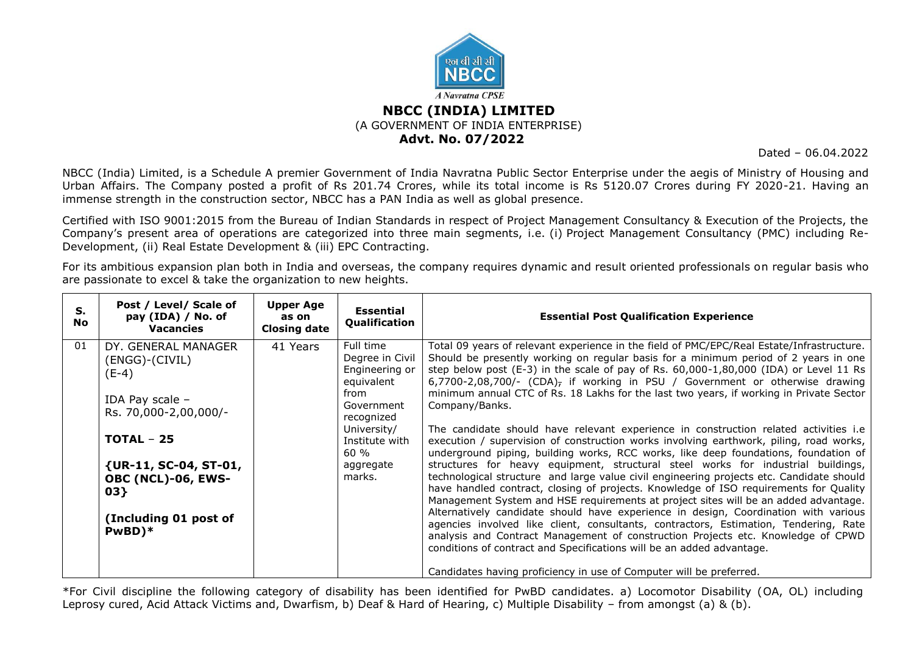एन बी सी सी
NBCC
*A Navratna CPSE*

# NBCC (INDIA) LIMITED

(A GOVERNMENT OF INDIA ENTERPRISE)

**Advt. No. 07/2022**

Dated – 06.04.2022

NBCC (India) Limited, is a Schedule A premier Government of India Navratna Public Sector Enterprise under the aegis of Ministry of Housing and Urban Affairs. The Company posted a profit of Rs 201.74 Crores, while its total income is Rs 5120.07 Crores during FY 2020-21. Having an immense strength in the construction sector, NBCC has a PAN India as well as global presence.

Certified with ISO 9001:2015 from the Bureau of Indian Standards in respect of Project Management Consultancy & Execution of the Projects, the Company's present area of operations are categorized into three main segments, i.e. (i) Project Management Consultancy (PMC) including Re-Development, (ii) Real Estate Development & (iii) EPC Contracting.

For its ambitious expansion plan both in India and overseas, the company requires dynamic and result oriented professionals on regular basis who are passionate to excel & take the organization to new heights.

| S. No | Post / Level/ Scale of pay (IDA) / No. of Vacancies | Upper Age as on Closing date | Essential Qualification | Essential Post Qualification Experience |
|---|---|---|---|---|
| 01 | DY. GENERAL MANAGER (ENGG)-(CIVIL) (E-4)<br><br>IDA Pay scale – Rs. 70,000-2,00,000/-<br><br>**TOTAL – 25**<br><br>**{UR-11, SC-04, ST-01, OBC (NCL)-06, EWS-03}**<br><br>**(Including 01 post of PwBD)*** | 41 Years | Full time Degree in Civil Engineering or equivalent from Government recognized University/ Institute with 60 % aggregate marks. | Total 09 years of relevant experience in the field of PMC/EPC/Real Estate/Infrastructure. Should be presently working on regular basis for a minimum period of 2 years in one step below post (E-3) in the scale of pay of Rs. 60,000-1,80,000 (IDA) or Level 11 Rs 6,7700-2,08,700/- (CDA), if working in PSU / Government or otherwise drawing minimum annual CTC of Rs. 18 Lakhs for the last two years, if working in Private Sector Company/Banks.<br><br>The candidate should have relevant experience in construction related activities i.e execution / supervision of construction works involving earthwork, piling, road works, underground piping, building works, RCC works, like deep foundations, foundation of structures for heavy equipment, structural steel works for industrial buildings, technological structure and large value civil engineering projects etc. Candidate should have handled contract, closing of projects. Knowledge of ISO requirements for Quality Management System and HSE requirements at project sites will be an added advantage. Alternatively candidate should have experience in design, Coordination with various agencies involved like client, consultants, contractors, Estimation, Tendering, Rate analysis and Contract Management of construction Projects etc. Knowledge of CPWD conditions of contract and Specifications will be an added advantage.<br><br>Candidates having proficiency in use of Computer will be preferred. |

*For Civil discipline the following category of disability has been identified for PwBD candidates. a) Locomotor Disability (OA, OL) including Leprosy cured, Acid Attack Victims and, Dwarfism, b) Deaf & Hard of Hearing, c) Multiple Disability – from amongst (a) & (b).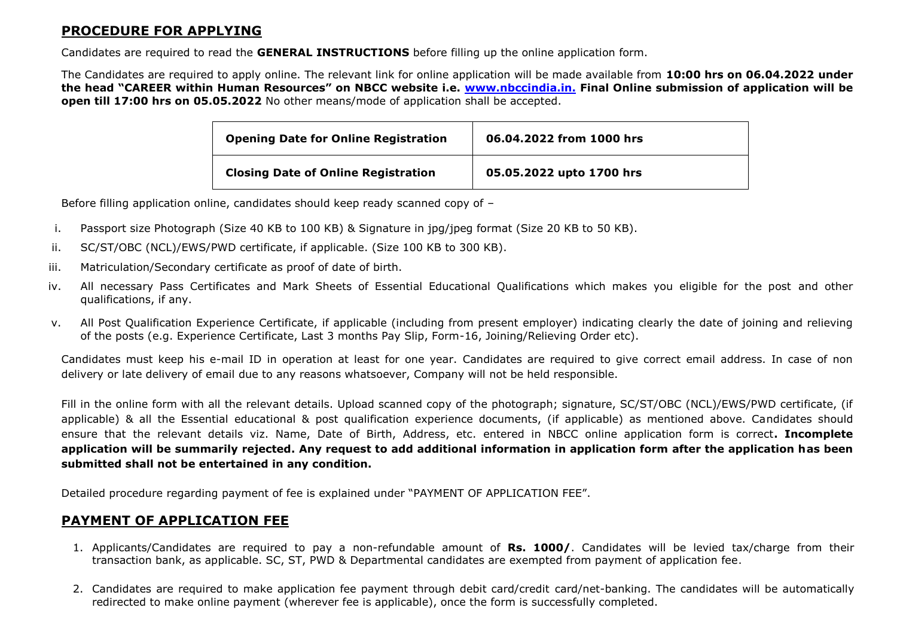## PROCEDURE FOR APPLYING

Candidates are required to read the **GENERAL INSTRUCTIONS** before filling up the online application form.

The Candidates are required to apply online. The relevant link for online application will be made available from **10:00 hrs on 06.04.2022 under the head "CAREER within Human Resources" on NBCC website i.e. [www.nbccindia.in.](http://www.nbccindia.in) Final Online submission of application will be open till 17:00 hrs on 05.05.2022** No other means/mode of application shall be accepted.

| **Opening Date for Online Registration** | **06.04.2022 from 1000 hrs** |
|---|---|
| **Closing Date of Online Registration** | **05.05.2022 upto 1700 hrs** |

Before filling application online, candidates should keep ready scanned copy of –

i. Passport size Photograph (Size 40 KB to 100 KB) & Signature in jpg/jpeg format (Size 20 KB to 50 KB).

ii. SC/ST/OBC (NCL)/EWS/PWD certificate, if applicable. (Size 100 KB to 300 KB).

iii. Matriculation/Secondary certificate as proof of date of birth.

iv. All necessary Pass Certificates and Mark Sheets of Essential Educational Qualifications which makes you eligible for the post and other qualifications, if any.

v. All Post Qualification Experience Certificate, if applicable (including from present employer) indicating clearly the date of joining and relieving of the posts (e.g. Experience Certificate, Last 3 months Pay Slip, Form-16, Joining/Relieving Order etc).

Candidates must keep his e-mail ID in operation at least for one year. Candidates are required to give correct email address. In case of non delivery or late delivery of email due to any reasons whatsoever, Company will not be held responsible.

Fill in the online form with all the relevant details. Upload scanned copy of the photograph; signature, SC/ST/OBC (NCL)/EWS/PWD certificate, (if applicable) & all the Essential educational & post qualification experience documents, (if applicable) as mentioned above. Candidates should ensure that the relevant details viz. Name, Date of Birth, Address, etc. entered in NBCC online application form is correct**. Incomplete application will be summarily rejected. Any request to add additional information in application form after the application has been submitted shall not be entertained in any condition.**

Detailed procedure regarding payment of fee is explained under "PAYMENT OF APPLICATION FEE".

## PAYMENT OF APPLICATION FEE

1. Applicants/Candidates are required to pay a non-refundable amount of **Rs. 1000/**. Candidates will be levied tax/charge from their transaction bank, as applicable. SC, ST, PWD & Departmental candidates are exempted from payment of application fee.

2. Candidates are required to make application fee payment through debit card/credit card/net-banking. The candidates will be automatically redirected to make online payment (wherever fee is applicable), once the form is successfully completed.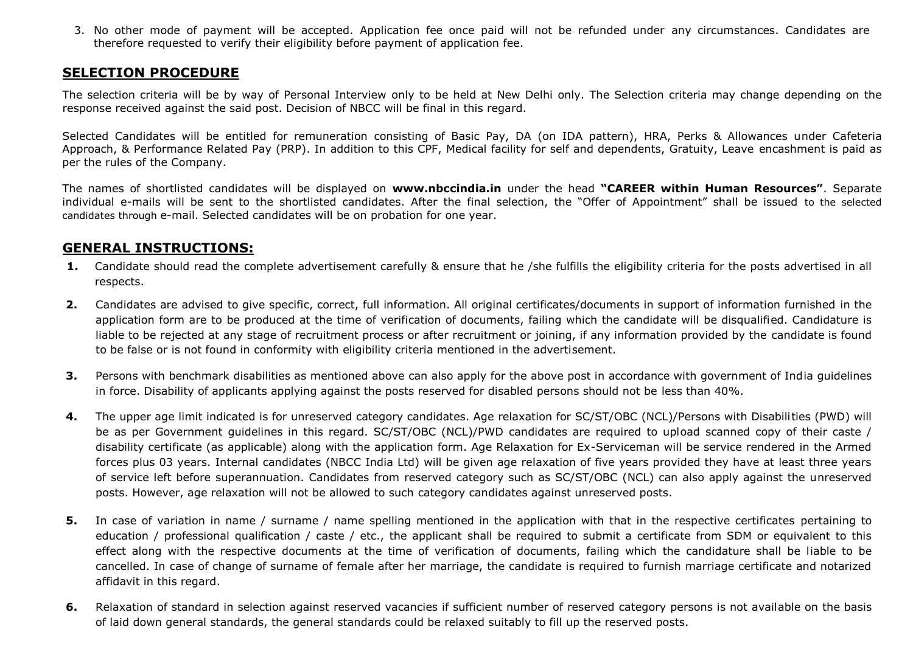3. No other mode of payment will be accepted. Application fee once paid will not be refunded under any circumstances. Candidates are therefore requested to verify their eligibility before payment of application fee.

## SELECTION PROCEDURE

The selection criteria will be by way of Personal Interview only to be held at New Delhi only. The Selection criteria may change depending on the response received against the said post. Decision of NBCC will be final in this regard.

Selected Candidates will be entitled for remuneration consisting of Basic Pay, DA (on IDA pattern), HRA, Perks & Allowances under Cafeteria Approach, & Performance Related Pay (PRP). In addition to this CPF, Medical facility for self and dependents, Gratuity, Leave encashment is paid as per the rules of the Company.

The names of shortlisted candidates will be displayed on **www.nbccindia.in** under the head **"CAREER within Human Resources"**. Separate individual e-mails will be sent to the shortlisted candidates. After the final selection, the "Offer of Appointment" shall be issued to the selected candidates through e-mail. Selected candidates will be on probation for one year.

## GENERAL INSTRUCTIONS:

**1.** Candidate should read the complete advertisement carefully & ensure that he /she fulfills the eligibility criteria for the posts advertised in all respects.

**2.** Candidates are advised to give specific, correct, full information. All original certificates/documents in support of information furnished in the application form are to be produced at the time of verification of documents, failing which the candidate will be disqualified. Candidature is liable to be rejected at any stage of recruitment process or after recruitment or joining, if any information provided by the candidate is found to be false or is not found in conformity with eligibility criteria mentioned in the advertisement.

**3.** Persons with benchmark disabilities as mentioned above can also apply for the above post in accordance with government of India guidelines in force. Disability of applicants applying against the posts reserved for disabled persons should not be less than 40%.

**4.** The upper age limit indicated is for unreserved category candidates. Age relaxation for SC/ST/OBC (NCL)/Persons with Disabilities (PWD) will be as per Government guidelines in this regard. SC/ST/OBC (NCL)/PWD candidates are required to upload scanned copy of their caste / disability certificate (as applicable) along with the application form. Age Relaxation for Ex-Serviceman will be service rendered in the Armed forces plus 03 years. Internal candidates (NBCC India Ltd) will be given age relaxation of five years provided they have at least three years of service left before superannuation. Candidates from reserved category such as SC/ST/OBC (NCL) can also apply against the unreserved posts. However, age relaxation will not be allowed to such category candidates against unreserved posts.

**5.** In case of variation in name / surname / name spelling mentioned in the application with that in the respective certificates pertaining to education / professional qualification / caste / etc., the applicant shall be required to submit a certificate from SDM or equivalent to this effect along with the respective documents at the time of verification of documents, failing which the candidature shall be liable to be cancelled. In case of change of surname of female after her marriage, the candidate is required to furnish marriage certificate and notarized affidavit in this regard.

**6.** Relaxation of standard in selection against reserved vacancies if sufficient number of reserved category persons is not available on the basis of laid down general standards, the general standards could be relaxed suitably to fill up the reserved posts.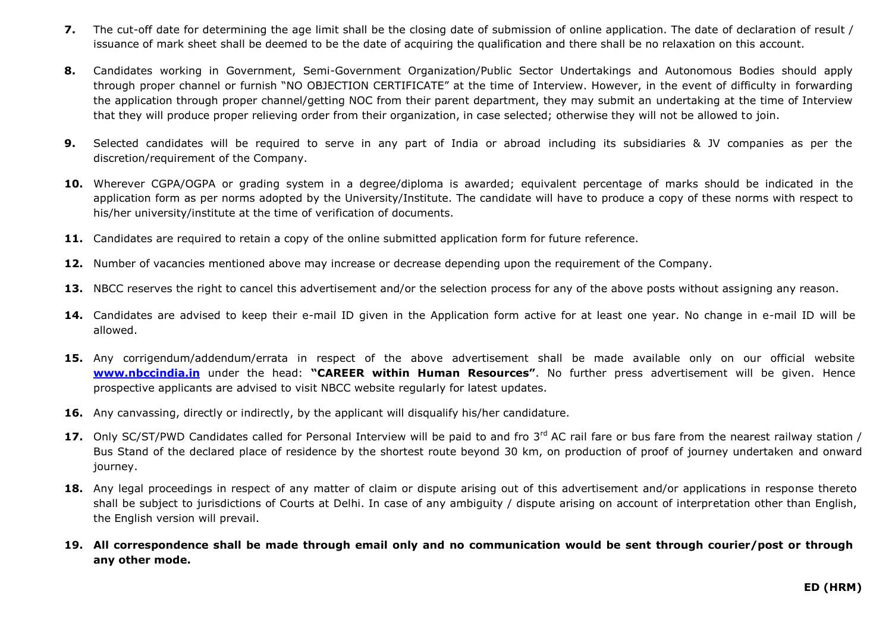**7.** The cut-off date for determining the age limit shall be the closing date of submission of online application. The date of declaration of result / issuance of mark sheet shall be deemed to be the date of acquiring the qualification and there shall be no relaxation on this account.

**8.** Candidates working in Government, Semi-Government Organization/Public Sector Undertakings and Autonomous Bodies should apply through proper channel or furnish "NO OBJECTION CERTIFICATE" at the time of Interview. However, in the event of difficulty in forwarding the application through proper channel/getting NOC from their parent department, they may submit an undertaking at the time of Interview that they will produce proper relieving order from their organization, in case selected; otherwise they will not be allowed to join.

**9.** Selected candidates will be required to serve in any part of India or abroad including its subsidiaries & JV companies as per the discretion/requirement of the Company.

**10.** Wherever CGPA/OGPA or grading system in a degree/diploma is awarded; equivalent percentage of marks should be indicated in the application form as per norms adopted by the University/Institute. The candidate will have to produce a copy of these norms with respect to his/her university/institute at the time of verification of documents.

**11.** Candidates are required to retain a copy of the online submitted application form for future reference.

**12.** Number of vacancies mentioned above may increase or decrease depending upon the requirement of the Company.

**13.** NBCC reserves the right to cancel this advertisement and/or the selection process for any of the above posts without assigning any reason.

**14.** Candidates are advised to keep their e-mail ID given in the Application form active for at least one year. No change in e-mail ID will be allowed.

**15.** Any corrigendum/addendum/errata in respect of the above advertisement shall be made available only on our official website **www.nbccindia.in** under the head: **"CAREER within Human Resources"**. No further press advertisement will be given. Hence prospective applicants are advised to visit NBCC website regularly for latest updates.

**16.** Any canvassing, directly or indirectly, by the applicant will disqualify his/her candidature.

**17.** Only SC/ST/PWD Candidates called for Personal Interview will be paid to and fro 3rd AC rail fare or bus fare from the nearest railway station / Bus Stand of the declared place of residence by the shortest route beyond 30 km, on production of proof of journey undertaken and onward journey.

**18.** Any legal proceedings in respect of any matter of claim or dispute arising out of this advertisement and/or applications in response thereto shall be subject to jurisdictions of Courts at Delhi. In case of any ambiguity / dispute arising on account of interpretation other than English, the English version will prevail.

**19. All correspondence shall be made through email only and no communication would be sent through courier/post or through any other mode.**

**ED (HRM)**